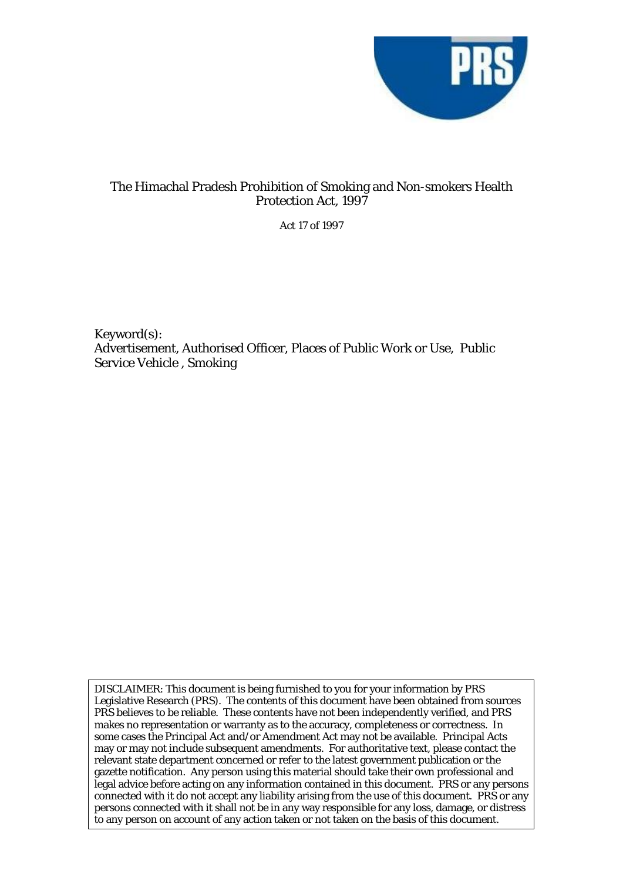# The Himachal Pradesh Prohibition of Smoking and Non-smokers Health Protection Act, 1997

Act 17 of 1997

Keyword(s):
Advertisement, Authorised Officer, Places of Public Work or Use, Public Service Vehicle , Smoking

DISCLAIMER: This document is being furnished to you for your information by PRS Legislative Research (PRS). The contents of this document have been obtained from sources PRS believes to be reliable. These contents have not been independently verified, and PRS makes no representation or warranty as to the accuracy, completeness or correctness. In some cases the Principal Act and/or Amendment Act may not be available. Principal Acts may or may not include subsequent amendments. For authoritative text, please contact the relevant state department concerned or refer to the latest government publication or the gazette notification. Any person using this material should take their own professional and legal advice before acting on any information contained in this document. PRS or any persons connected with it do not accept any liability arising from the use of this document. PRS or any persons connected with it shall not be in any way responsible for any loss, damage, or distress to any person on account of any action taken or not taken on the basis of this document.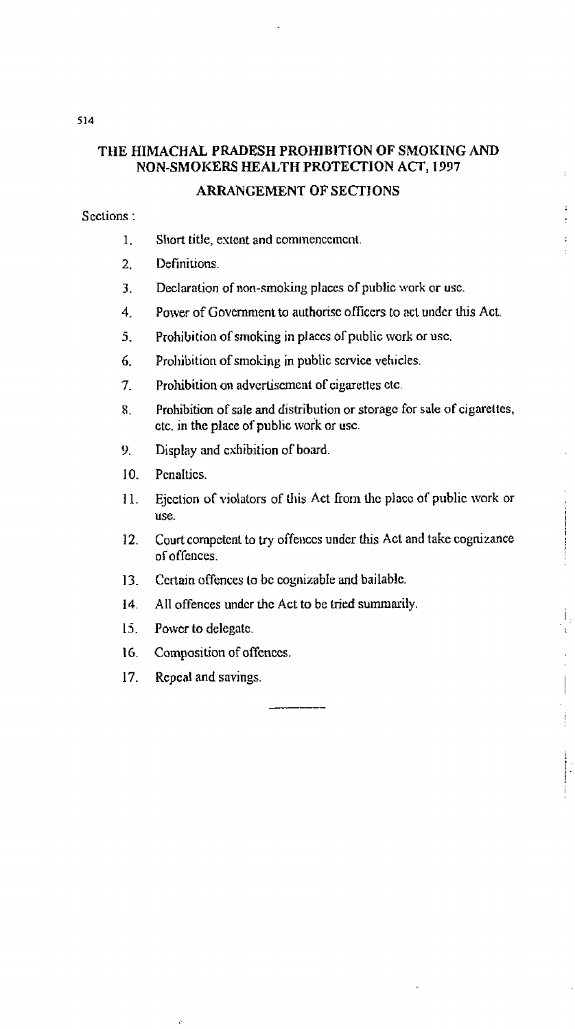# THE HIMACHAL PRADESH PROHIBITION OF SMOKING AND NON-SMOKERS HEALTH PROTECTION ACT, 1997

## ARRANGEMENT OF SECTIONS

Sections :

1. Short title, extent and commencement.
2. Definitions.
3. Declaration of non-smoking places of public work or use.
4. Power of Government to authorise officers to act under this Act.
5. Prohibition of smoking in places of public work or use.
6. Prohibition of smoking in public service vehicles.
7. Prohibition on advertisement of cigarettes etc.
8. Prohibition of sale and distribution or storage for sale of cigarettes, etc. in the place of public work or use.
9. Display and exhibition of board.
10. Penalties.
11. Ejection of violators of this Act from the place of public work or use.
12. Court competent to try offences under this Act and take cognizance of offences.
13. Certain offences to be cognizable and bailable.
14. All offences under the Act to be tried summarily.
15. Power to delegate.
16. Composition of offences.
17. Repeal and savings.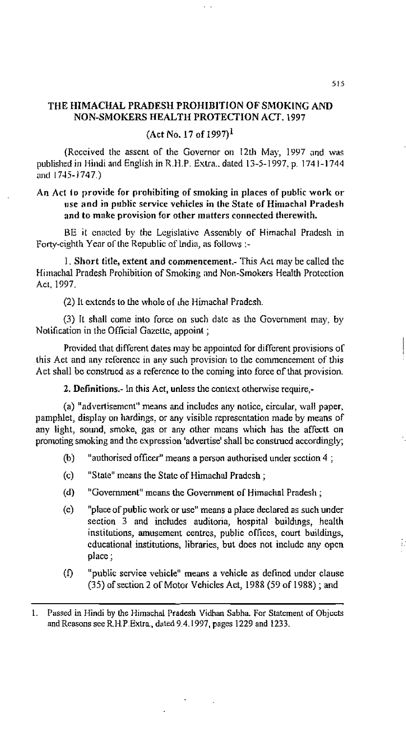## THE HIMACHAL PRADESH PROHIBITION OF SMOKING AND NON-SMOKERS HEALTH PROTECTION ACT, 1997

### (Act No. 17 of 1997)[1]

(Received the assent of the Governor on 12th May, 1997 and was published in Hindi and English in R.H.P. Extra., dated 13-5-1997, p. 1741-1744 and 1745-1747.)

**An Act to provide for prohibiting of smoking in places of public work or use and in public service vehicles in the State of Himachal Pradesh and to make provision for other matters connected therewith.**

BE it enacted by the Legislative Assembly of Himachal Pradesh in Forty-eighth Year of the Republic of India, as follows :-

1. **Short title, extent and commencement.**- This Act may be called the Himachal Pradesh Prohibition of Smoking and Non-Smokers Health Protection Act, 1997.

(2) It extends to the whole of the Himachal Pradesh.

(3) It shall come into force on such date as the Government may, by Notification in the Official Gazette, appoint ;

Provided that different dates may be appointed for different provisions of this Act and any reference in any such provision to the commencement of this Act shall be construed as a reference to the coming into force of that provision.

**2. Definitions.**- In this Act, unless the context otherwise require,-

(a) "advertisement" means and includes any notice, circular, wall paper, pamphlet, display on hardings, or any visible representation made by means of any light, sound, smoke, gas or any other means which has the affectt on promoting smoking and the expression 'advertise' shall be construed accordingly;

(b) "authorised officer" means a person authorised under section 4 ;

(c) "State" means the State of Himachal Pradesh ;

(d) "Government" means the Government of Himachal Pradesh ;

(e) "place of public work or use" means a place declared as such under section 3 and includes auditoria, hospital buildings, health institutions, amusement centres, public offices, court buildings, educational institutions, libraries, but does not include any open place ;

(f) "public service vehicle" means a vehicle as defined under clause (35) of section 2 of Motor Vehicles Act, 1988 (59 of 1988) ; and

---

1. Passed in Hindi by the Himachal Pradesh Vidhan Sabha. For Statement of Objects and Reasons see R.H.P.Extra., dated 9.4.1997, pages 1229 and 1233.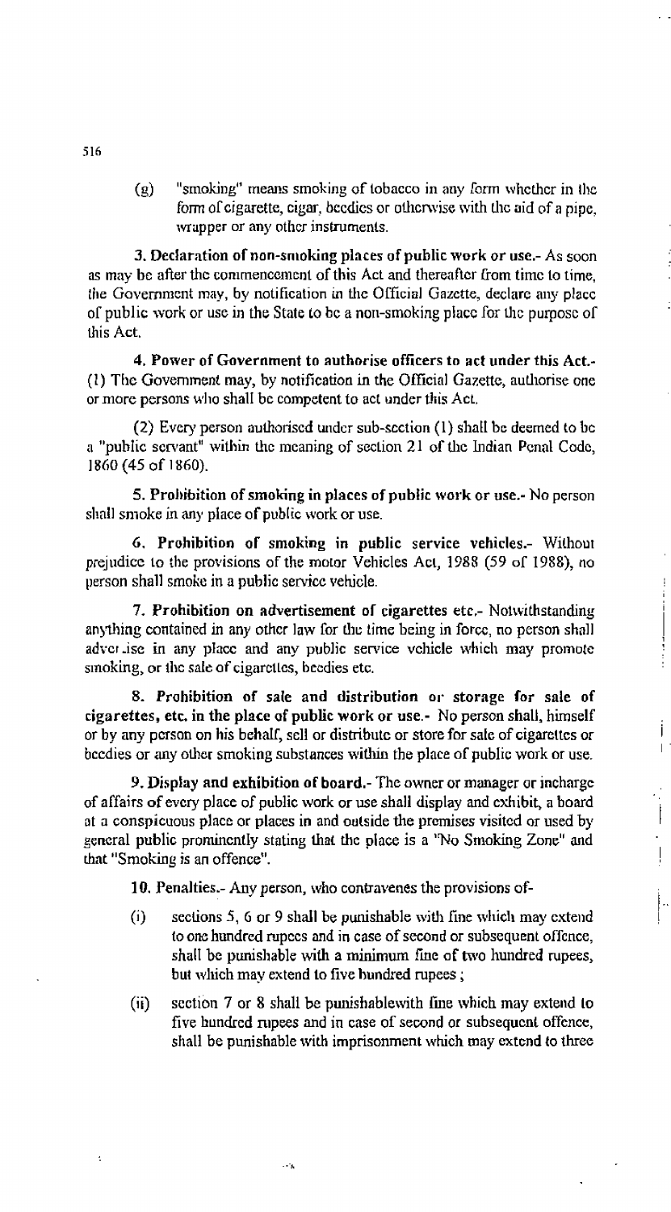(g) "smoking" means smoking of tobacco in any form whether in the form of cigarette, cigar, beedies or otherwise with the aid of a pipe, wrapper or any other instruments.

**3. Declaration of non-smoking places of public work or use.-** As soon as may be after the commencement of this Act and thereafter from time to time, the Government may, by notification in the Official Gazette, declare any place of public work or use in the State to be a non-smoking place for the purpose of this Act.

**4. Power of Government to authorise officers to act under this Act.-** (1) The Government may, by notification in the Official Gazette, authorise one or more persons who shall be competent to act under this Act.

(2) Every person authorised under sub-section (1) shall be deemed to be a "public servant" within the meaning of section 21 of the Indian Penal Code, 1860 (45 of 1860).

**5. Prohibition of smoking in places of public work or use.-** No person shall smoke in any place of public work or use.

**6. Prohibition of smoking in public service vehicles.-** Without prejudice to the provisions of the motor Vehicles Act, 1988 (59 of 1988), no person shall smoke in a public service vehicle.

**7. Prohibition on advertisement of cigarettes etc.-** Notwithstanding anything contained in any other law for the time being in force, no person shall advertise in any place and any public service vehicle which may promote smoking, or the sale of cigarettes, beedies etc.

**8. Prohibition of sale and distribution or storage for sale of cigarettes, etc. in the place of public work or use.-** No person shall, himself or by any person on his behalf, sell or distribute or store for sale of cigarettes or beedies or any other smoking substances within the place of public work or use.

**9. Display and exhibition of board.-** The owner or manager or incharge of affairs of every place of public work or use shall display and exhibit, a board at a conspicuous place or places in and outside the premises visited or used by general public prominently stating that the place is a "No Smoking Zone" and that "Smoking is an offence".

**10. Penalties.-** Any person, who contravenes the provisions of-

(i) sections 5, 6 or 9 shall be punishable with fine which may extend to one hundred rupees and in case of second or subsequent offence, shall be punishable with a minimum fine of two hundred rupees, but which may extend to five hundred rupees ;

(ii) section 7 or 8 shall be punishablewith fine which may extend to five hundred rupees and in case of second or subsequent offence, shall be punishable with imprisonment which may extend to three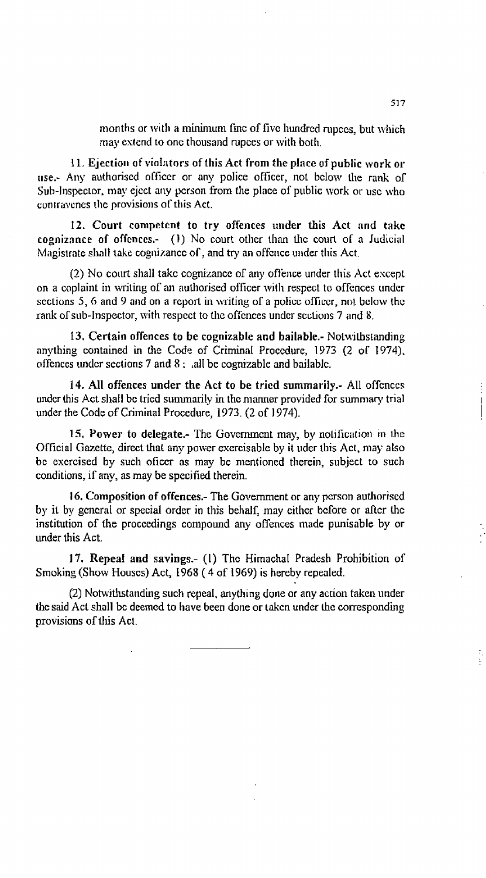months or with a minimum fine of five hundred rupees, but which may extend to one thousand rupees or with both.

**11. Ejection of violators of this Act from the place of public work or use.-** Any authorised officer or any police officer, not below the rank of Sub-Inspector, may eject any person from the place of public work or use who contravenes the provisions of this Act.

**12. Court competent to try offences under this Act and take cognizance of offences.-** (1) No court other than the court of a Judicial Magistrate shall take cognizance of, and try an offence under this Act.

(2) No court shall take cognizance of any offence under this Act except on a coplaint in writing of an authorised officer with respect to offences under sections 5, 6 and 9 and on a report in writing of a police officer, not below the rank of sub-Inspector, with respect to the offences under sections 7 and 8.

**13. Certain offences to be cognizable and bailable.-** Notwithstanding anything contained in the Code of Criminal Procedure, 1973 (2 of 1974), offences under sections 7 and 8 ; .all be cognizable and bailable.

**14. All offences under the Act to be tried summarily.-** All offences under this Act shall be tried summarily in the manner provided for summary trial under the Code of Criminal Procedure, 1973. (2 of 1974).

**15. Power to delegate.-** The Government may, by notification in the Official Gazette, direct that any power exercisable by it uder this Act, may also be exercised by such oficer as may be mentioned therein, subject to such conditions, if any, as may be specified therein.

**16. Composition of offences.-** The Government or any person authorised by it by general or special order in this behalf, may either before or after the institution of the proceedings compound any offences made punisable by or under this Act.

**17. Repeal and savings.-** (1) The Himachal Pradesh Prohibition of Smoking (Show Houses) Act, 1968 ( 4 of 1969) is hereby repealed.

(2) Notwithstanding such repeal, anything done or any action taken under the said Act shall be deemed to have been done or taken under the corresponding provisions of this Act.

---